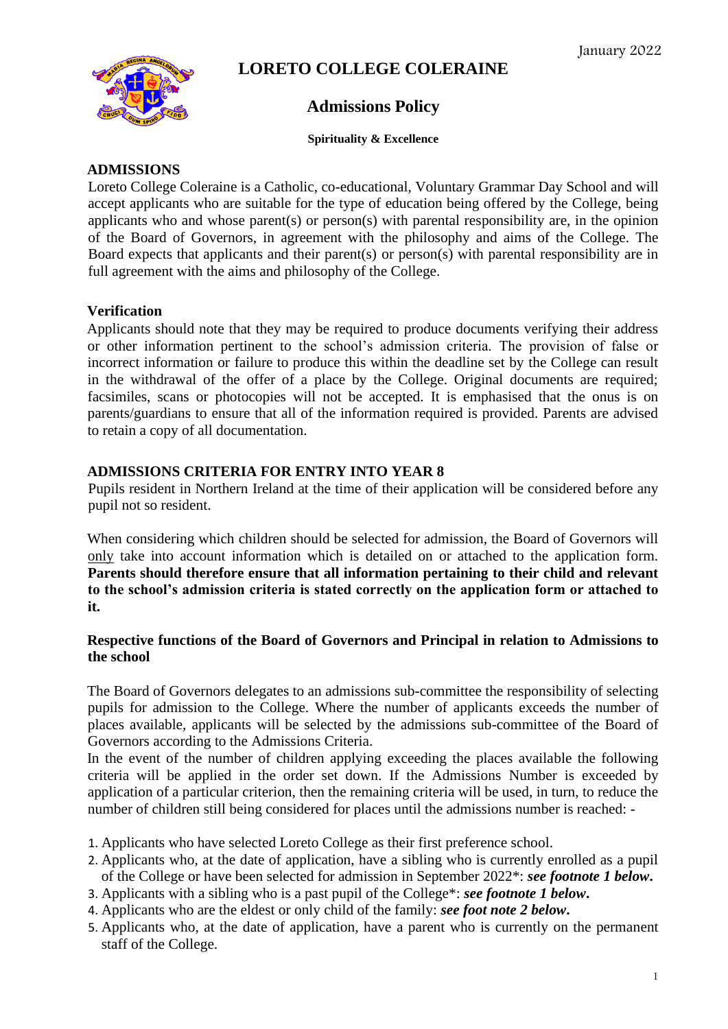January 2022

# LORETO COLLEGE COLERAINE

## Admissions Policy

**Spirituality & Excellence**

### ADMISSIONS

Loreto College Coleraine is a Catholic, co-educational, Voluntary Grammar Day School and will accept applicants who are suitable for the type of education being offered by the College, being applicants who and whose parent(s) or person(s) with parental responsibility are, in the opinion of the Board of Governors, in agreement with the philosophy and aims of the College. The Board expects that applicants and their parent(s) or person(s) with parental responsibility are in full agreement with the aims and philosophy of the College.

### Verification

Applicants should note that they may be required to produce documents verifying their address or other information pertinent to the school's admission criteria. The provision of false or incorrect information or failure to produce this within the deadline set by the College can result in the withdrawal of the offer of a place by the College. Original documents are required; facsimiles, scans or photocopies will not be accepted. It is emphasised that the onus is on parents/guardians to ensure that all of the information required is provided. Parents are advised to retain a copy of all documentation.

### ADMISSIONS CRITERIA FOR ENTRY INTO YEAR 8

Pupils resident in Northern Ireland at the time of their application will be considered before any pupil not so resident.

When considering which children should be selected for admission, the Board of Governors will only take into account information which is detailed on or attached to the application form. **Parents should therefore ensure that all information pertaining to their child and relevant to the school's admission criteria is stated correctly on the application form or attached to it.**

### Respective functions of the Board of Governors and Principal in relation to Admissions to the school

The Board of Governors delegates to an admissions sub-committee the responsibility of selecting pupils for admission to the College. Where the number of applicants exceeds the number of places available, applicants will be selected by the admissions sub-committee of the Board of Governors according to the Admissions Criteria.

In the event of the number of children applying exceeding the places available the following criteria will be applied in the order set down. If the Admissions Number is exceeded by application of a particular criterion, then the remaining criteria will be used, in turn, to reduce the number of children still being considered for places until the admissions number is reached: -

1. Applicants who have selected Loreto College as their first preference school.
2. Applicants who, at the date of application, have a sibling who is currently enrolled as a pupil of the College or have been selected for admission in September 2022*: ***see footnote 1 below.***
3. Applicants with a sibling who is a past pupil of the College*: ***see footnote 1 below.***
4. Applicants who are the eldest or only child of the family: ***see foot note 2 below.***
5. Applicants who, at the date of application, have a parent who is currently on the permanent staff of the College.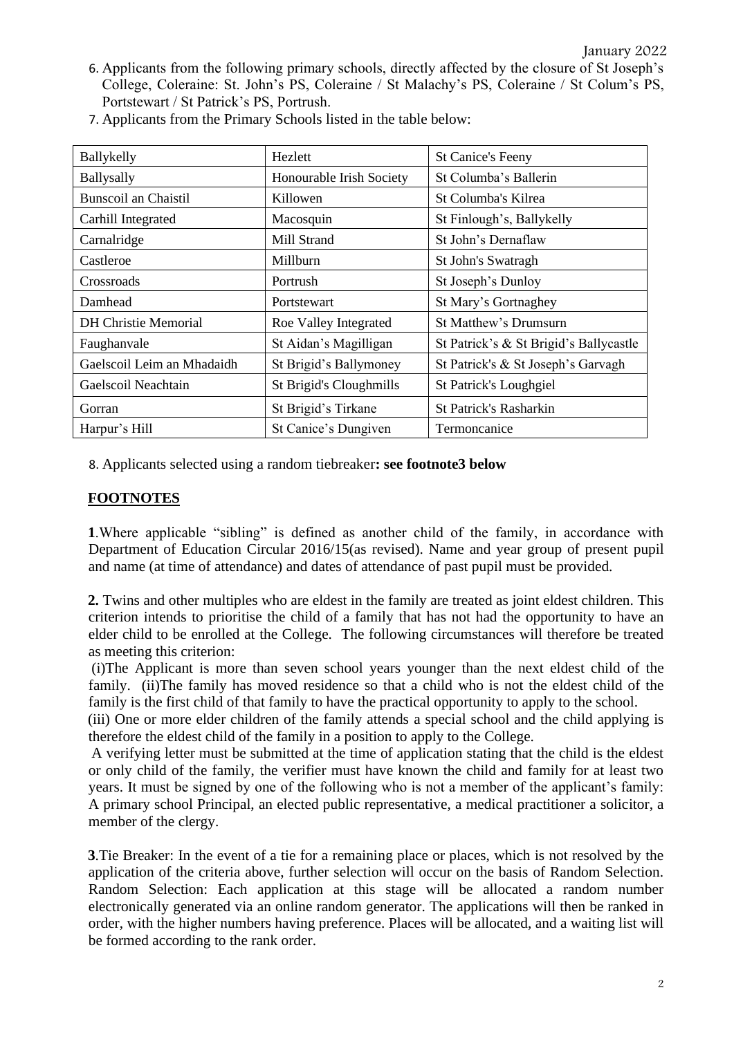6. Applicants from the following primary schools, directly affected by the closure of St Joseph's College, Coleraine: St. John's PS, Coleraine / St Malachy's PS, Coleraine / St Colum's PS, Portstewart / St Patrick's PS, Portrush.
7. Applicants from the Primary Schools listed in the table below:

| | | |
|---|---|---|
| Ballykelly | Hezlett | St Canice's Feeny |
| Ballysally | Honourable Irish Society | St Columba's Ballerin |
| Bunscoil an Chaistil | Killowen | St Columba's Kilrea |
| Carhill Integrated | Macosquin | St Finlough's, Ballykelly |
| Carnalridge | Mill Strand | St John's Dernaflaw |
| Castleroe | Millburn | St John's Swatragh |
| Crossroads | Portrush | St Joseph's Dunloy |
| Damhead | Portstewart | St Mary's Gortnaghey |
| DH Christie Memorial | Roe Valley Integrated | St Matthew's Drumsurn |
| Faughanvale | St Aidan's Magilligan | St Patrick's & St Brigid's Ballycastle |
| Gaelscoil Leim an Mhadaidh | St Brigid's Ballymoney | St Patrick's & St Joseph's Garvagh |
| Gaelscoil Neachtain | St Brigid's Cloughmills | St Patrick's Loughgiel |
| Gorran | St Brigid's Tirkane | St Patrick's Rasharkin |
| Harpur's Hill | St Canice's Dungiven | Termoncanice |

8. Applicants selected using a random tiebreaker**: see footnote3 below**

## FOOTNOTES

**1**.Where applicable "sibling" is defined as another child of the family, in accordance with Department of Education Circular 2016/15(as revised). Name and year group of present pupil and name (at time of attendance) and dates of attendance of past pupil must be provided.

**2.** Twins and other multiples who are eldest in the family are treated as joint eldest children. This criterion intends to prioritise the child of a family that has not had the opportunity to have an elder child to be enrolled at the College. The following circumstances will therefore be treated as meeting this criterion:

(i)The Applicant is more than seven school years younger than the next eldest child of the family. (ii)The family has moved residence so that a child who is not the eldest child of the family is the first child of that family to have the practical opportunity to apply to the school.

(iii) One or more elder children of the family attends a special school and the child applying is therefore the eldest child of the family in a position to apply to the College.

A verifying letter must be submitted at the time of application stating that the child is the eldest or only child of the family, the verifier must have known the child and family for at least two years. It must be signed by one of the following who is not a member of the applicant's family: A primary school Principal, an elected public representative, a medical practitioner a solicitor, a member of the clergy.

**3**.Tie Breaker: In the event of a tie for a remaining place or places, which is not resolved by the application of the criteria above, further selection will occur on the basis of Random Selection. Random Selection: Each application at this stage will be allocated a random number electronically generated via an online random generator. The applications will then be ranked in order, with the higher numbers having preference. Places will be allocated, and a waiting list will be formed according to the rank order.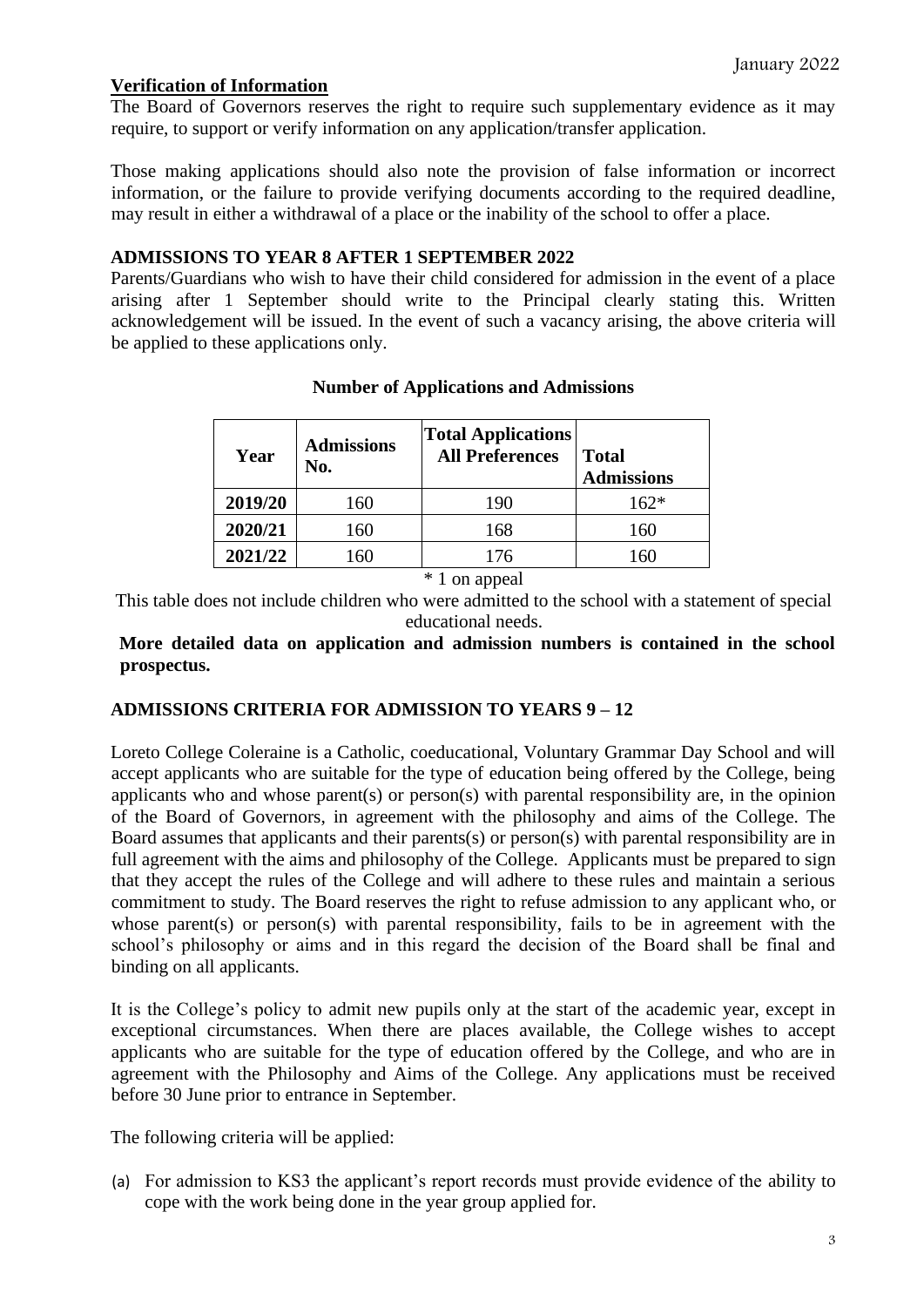January 2022

**Verification of Information**

The Board of Governors reserves the right to require such supplementary evidence as it may require, to support or verify information on any application/transfer application.

Those making applications should also note the provision of false information or incorrect information, or the failure to provide verifying documents according to the required deadline, may result in either a withdrawal of a place or the inability of the school to offer a place.

**ADMISSIONS TO YEAR 8 AFTER 1 SEPTEMBER 2022**

Parents/Guardians who wish to have their child considered for admission in the event of a place arising after 1 September should write to the Principal clearly stating this. Written acknowledgement will be issued. In the event of such a vacancy arising, the above criteria will be applied to these applications only.

**Number of Applications and Admissions**

| Year | Admissions No. | Total Applications All Preferences | Total Admissions |
|---|---|---|---|
| **2019/20** | 160 | 190 | 162* |
| **2020/21** | 160 | 168 | 160 |
| **2021/22** | 160 | 176 | 160 |

\* 1 on appeal

This table does not include children who were admitted to the school with a statement of special educational needs.

**More detailed data on application and admission numbers is contained in the school prospectus.**

**ADMISSIONS CRITERIA FOR ADMISSION TO YEARS 9 – 12**

Loreto College Coleraine is a Catholic, coeducational, Voluntary Grammar Day School and will accept applicants who are suitable for the type of education being offered by the College, being applicants who and whose parent(s) or person(s) with parental responsibility are, in the opinion of the Board of Governors, in agreement with the philosophy and aims of the College. The Board assumes that applicants and their parents(s) or person(s) with parental responsibility are in full agreement with the aims and philosophy of the College. Applicants must be prepared to sign that they accept the rules of the College and will adhere to these rules and maintain a serious commitment to study. The Board reserves the right to refuse admission to any applicant who, or whose parent(s) or person(s) with parental responsibility, fails to be in agreement with the school's philosophy or aims and in this regard the decision of the Board shall be final and binding on all applicants.

It is the College's policy to admit new pupils only at the start of the academic year, except in exceptional circumstances. When there are places available, the College wishes to accept applicants who are suitable for the type of education offered by the College, and who are in agreement with the Philosophy and Aims of the College. Any applications must be received before 30 June prior to entrance in September.

The following criteria will be applied:

(a) For admission to KS3 the applicant's report records must provide evidence of the ability to cope with the work being done in the year group applied for.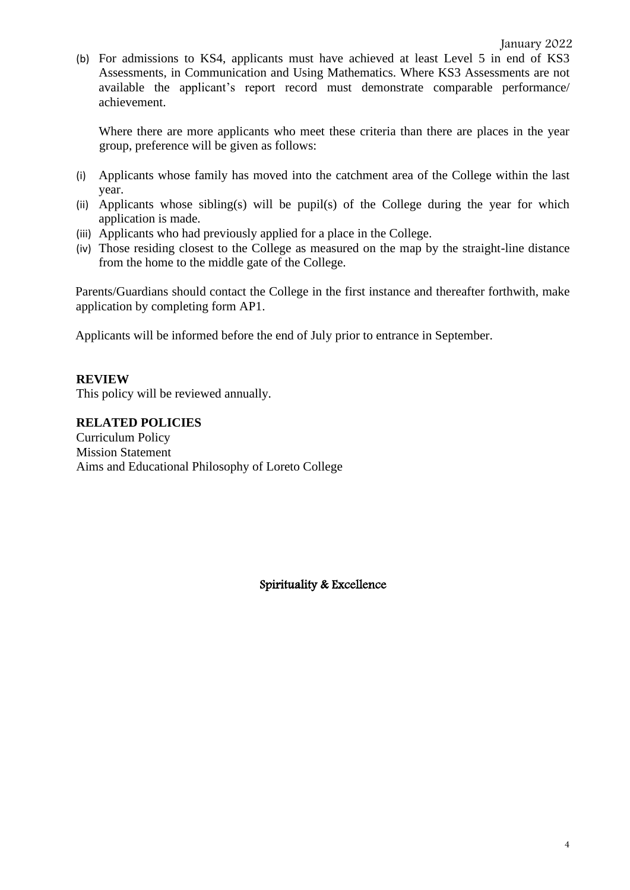(b) For admissions to KS4, applicants must have achieved at least Level 5 in end of KS3 Assessments, in Communication and Using Mathematics. Where KS3 Assessments are not available the applicant's report record must demonstrate comparable performance/ achievement.

Where there are more applicants who meet these criteria than there are places in the year group, preference will be given as follows:

(i) Applicants whose family has moved into the catchment area of the College within the last year.
(ii) Applicants whose sibling(s) will be pupil(s) of the College during the year for which application is made.
(iii) Applicants who had previously applied for a place in the College.
(iv) Those residing closest to the College as measured on the map by the straight-line distance from the home to the middle gate of the College.

Parents/Guardians should contact the College in the first instance and thereafter forthwith, make application by completing form AP1.

Applicants will be informed before the end of July prior to entrance in September.

**REVIEW**

This policy will be reviewed annually.

**RELATED POLICIES**

Curriculum Policy
Mission Statement
Aims and Educational Philosophy of Loreto College